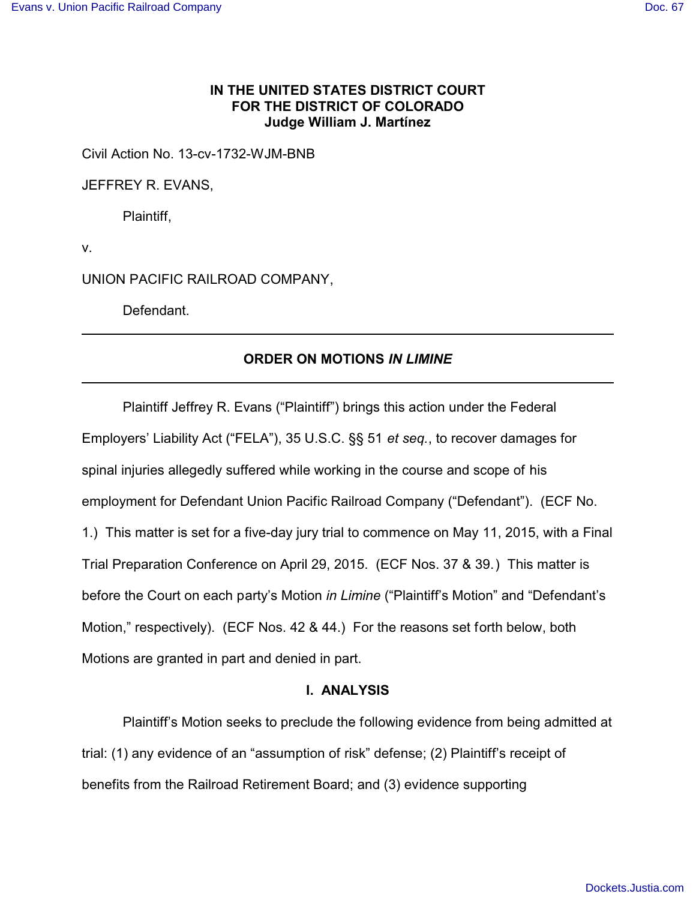**IN THE UNITED STATES DISTRICT COURT**
**FOR THE DISTRICT OF COLORADO**
**Judge William J. Martínez**

Civil Action No. 13-cv-1732-WJM-BNB

JEFFREY R. EVANS,

Plaintiff,

v.

UNION PACIFIC RAILROAD COMPANY,

Defendant.

---

## ORDER ON MOTIONS *IN LIMINE*

---

Plaintiff Jeffrey R. Evans ("Plaintiff") brings this action under the Federal Employers' Liability Act ("FELA"), 35 U.S.C. §§ 51 *et seq.*, to recover damages for spinal injuries allegedly suffered while working in the course and scope of his employment for Defendant Union Pacific Railroad Company ("Defendant"). (ECF No. 1.) This matter is set for a five-day jury trial to commence on May 11, 2015, with a Final Trial Preparation Conference on April 29, 2015. (ECF Nos. 37 & 39.) This matter is before the Court on each party's Motion *in Limine* ("Plaintiff's Motion" and "Defendant's Motion," respectively). (ECF Nos. 42 & 44.) For the reasons set forth below, both Motions are granted in part and denied in part.

## I. ANALYSIS

Plaintiff's Motion seeks to preclude the following evidence from being admitted at trial: (1) any evidence of an "assumption of risk" defense; (2) Plaintiff's receipt of benefits from the Railroad Retirement Board; and (3) evidence supporting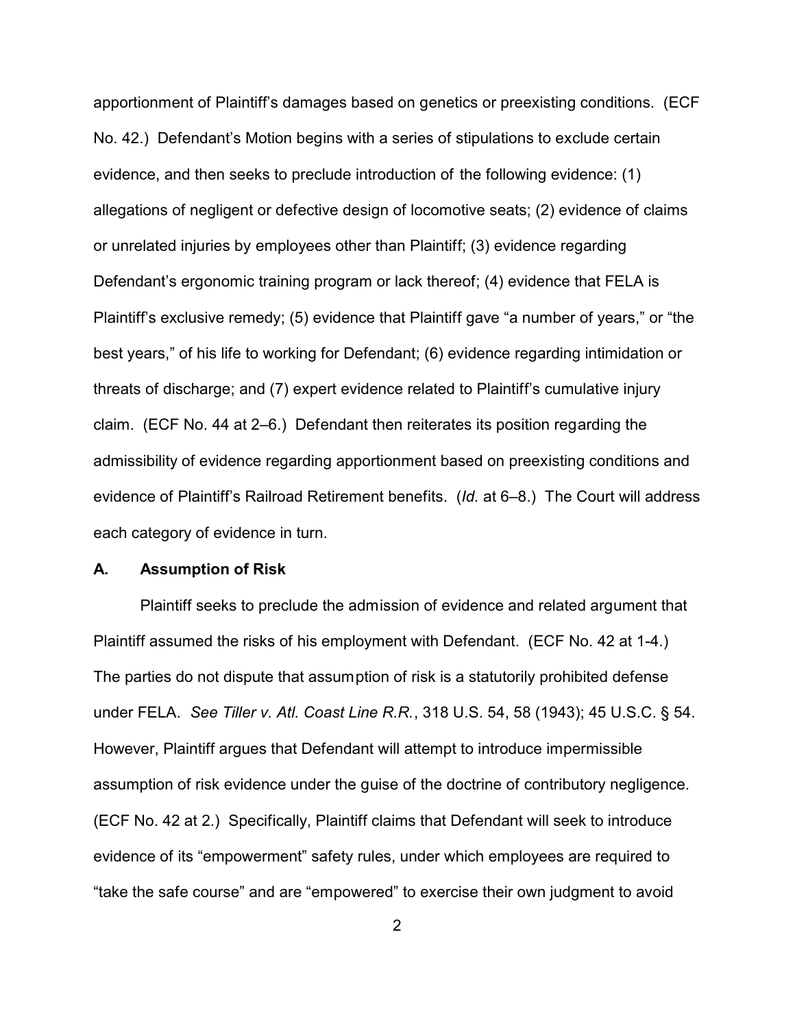apportionment of Plaintiff's damages based on genetics or preexisting conditions. (ECF No. 42.) Defendant's Motion begins with a series of stipulations to exclude certain evidence, and then seeks to preclude introduction of the following evidence: (1) allegations of negligent or defective design of locomotive seats; (2) evidence of claims or unrelated injuries by employees other than Plaintiff; (3) evidence regarding Defendant's ergonomic training program or lack thereof; (4) evidence that FELA is Plaintiff's exclusive remedy; (5) evidence that Plaintiff gave "a number of years," or "the best years," of his life to working for Defendant; (6) evidence regarding intimidation or threats of discharge; and (7) expert evidence related to Plaintiff's cumulative injury claim. (ECF No. 44 at 2–6.) Defendant then reiterates its position regarding the admissibility of evidence regarding apportionment based on preexisting conditions and evidence of Plaintiff's Railroad Retirement benefits. (*Id.* at 6–8.) The Court will address each category of evidence in turn.

### A. Assumption of Risk

Plaintiff seeks to preclude the admission of evidence and related argument that Plaintiff assumed the risks of his employment with Defendant. (ECF No. 42 at 1-4.) The parties do not dispute that assumption of risk is a statutorily prohibited defense under FELA. *See Tiller v. Atl. Coast Line R.R.*, 318 U.S. 54, 58 (1943); 45 U.S.C. § 54. However, Plaintiff argues that Defendant will attempt to introduce impermissible assumption of risk evidence under the guise of the doctrine of contributory negligence. (ECF No. 42 at 2.) Specifically, Plaintiff claims that Defendant will seek to introduce evidence of its "empowerment" safety rules, under which employees are required to "take the safe course" and are "empowered" to exercise their own judgment to avoid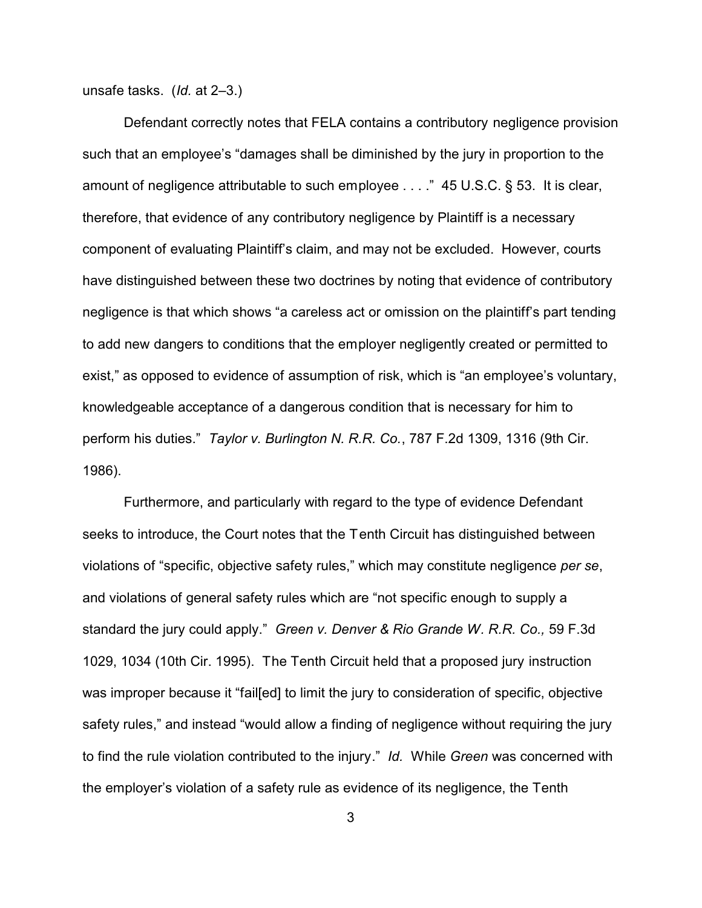unsafe tasks. (*Id.* at 2–3.)

Defendant correctly notes that FELA contains a contributory negligence provision such that an employee's "damages shall be diminished by the jury in proportion to the amount of negligence attributable to such employee . . . ." 45 U.S.C. § 53. It is clear, therefore, that evidence of any contributory negligence by Plaintiff is a necessary component of evaluating Plaintiff's claim, and may not be excluded. However, courts have distinguished between these two doctrines by noting that evidence of contributory negligence is that which shows "a careless act or omission on the plaintiff's part tending to add new dangers to conditions that the employer negligently created or permitted to exist," as opposed to evidence of assumption of risk, which is "an employee's voluntary, knowledgeable acceptance of a dangerous condition that is necessary for him to perform his duties." *Taylor v. Burlington N. R.R. Co.*, 787 F.2d 1309, 1316 (9th Cir. 1986).

Furthermore, and particularly with regard to the type of evidence Defendant seeks to introduce, the Court notes that the Tenth Circuit has distinguished between violations of "specific, objective safety rules," which may constitute negligence *per se*, and violations of general safety rules which are "not specific enough to supply a standard the jury could apply." *Green v. Denver & Rio Grande W. R.R. Co.,* 59 F.3d 1029, 1034 (10th Cir. 1995). The Tenth Circuit held that a proposed jury instruction was improper because it "fail[ed] to limit the jury to consideration of specific, objective safety rules," and instead "would allow a finding of negligence without requiring the jury to find the rule violation contributed to the injury." *Id.* While *Green* was concerned with the employer's violation of a safety rule as evidence of its negligence, the Tenth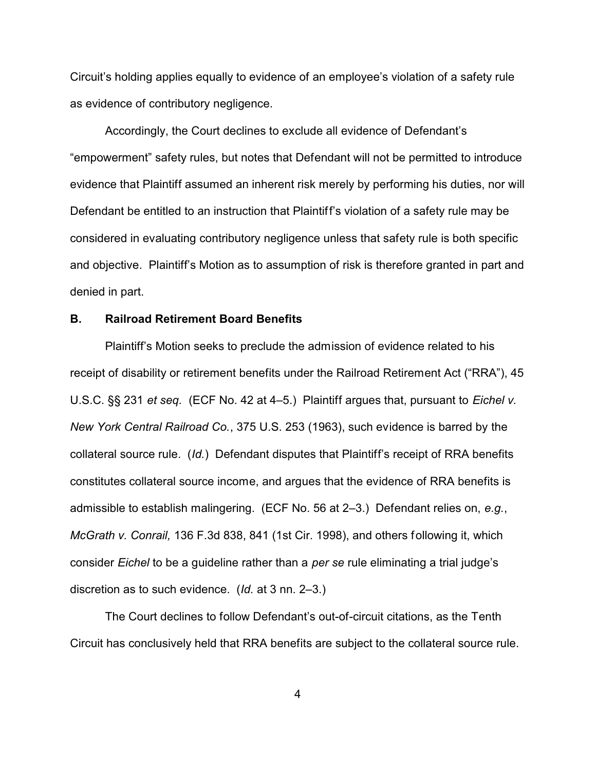Circuit's holding applies equally to evidence of an employee's violation of a safety rule as evidence of contributory negligence.

Accordingly, the Court declines to exclude all evidence of Defendant's "empowerment" safety rules, but notes that Defendant will not be permitted to introduce evidence that Plaintiff assumed an inherent risk merely by performing his duties, nor will Defendant be entitled to an instruction that Plaintiff's violation of a safety rule may be considered in evaluating contributory negligence unless that safety rule is both specific and objective. Plaintiff's Motion as to assumption of risk is therefore granted in part and denied in part.

### B. Railroad Retirement Board Benefits

Plaintiff's Motion seeks to preclude the admission of evidence related to his receipt of disability or retirement benefits under the Railroad Retirement Act ("RRA"), 45 U.S.C. §§ 231 *et seq.* (ECF No. 42 at 4–5.) Plaintiff argues that, pursuant to *Eichel v. New York Central Railroad Co.*, 375 U.S. 253 (1963), such evidence is barred by the collateral source rule. (*Id.*) Defendant disputes that Plaintiff's receipt of RRA benefits constitutes collateral source income, and argues that the evidence of RRA benefits is admissible to establish malingering. (ECF No. 56 at 2–3.) Defendant relies on, *e.g.*, *McGrath v. Conrail,* 136 F.3d 838, 841 (1st Cir. 1998), and others following it, which consider *Eichel* to be a guideline rather than a *per se* rule eliminating a trial judge's discretion as to such evidence. (*Id.* at 3 nn. 2–3.)

The Court declines to follow Defendant's out-of-circuit citations, as the Tenth Circuit has conclusively held that RRA benefits are subject to the collateral source rule.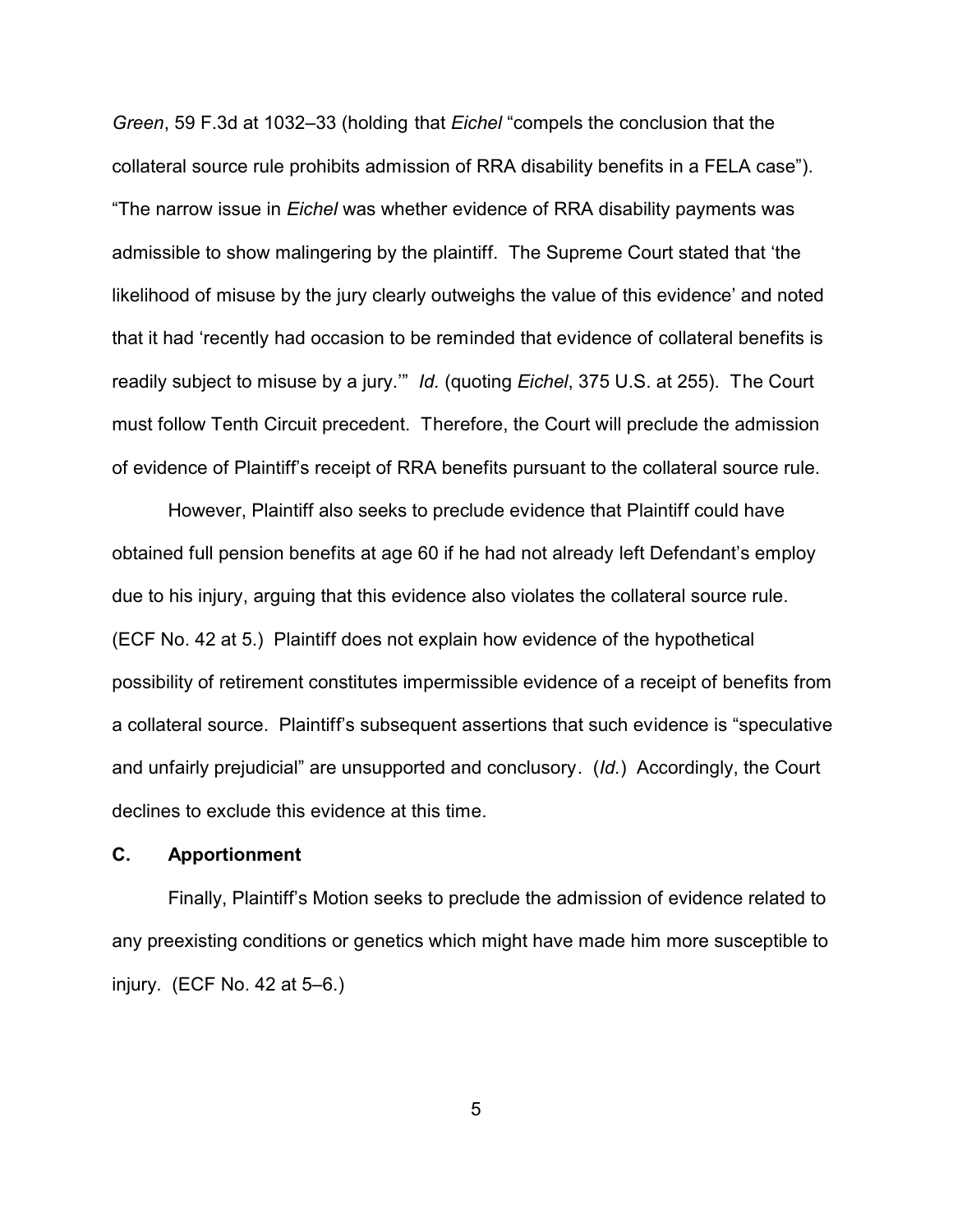*Green*, 59 F.3d at 1032–33 (holding that *Eichel* "compels the conclusion that the collateral source rule prohibits admission of RRA disability benefits in a FELA case"). "The narrow issue in *Eichel* was whether evidence of RRA disability payments was admissible to show malingering by the plaintiff. The Supreme Court stated that 'the likelihood of misuse by the jury clearly outweighs the value of this evidence' and noted that it had 'recently had occasion to be reminded that evidence of collateral benefits is readily subject to misuse by a jury.'" *Id.* (quoting *Eichel*, 375 U.S. at 255). The Court must follow Tenth Circuit precedent. Therefore, the Court will preclude the admission of evidence of Plaintiff's receipt of RRA benefits pursuant to the collateral source rule.

However, Plaintiff also seeks to preclude evidence that Plaintiff could have obtained full pension benefits at age 60 if he had not already left Defendant's employ due to his injury, arguing that this evidence also violates the collateral source rule. (ECF No. 42 at 5.) Plaintiff does not explain how evidence of the hypothetical possibility of retirement constitutes impermissible evidence of a receipt of benefits from a collateral source. Plaintiff's subsequent assertions that such evidence is "speculative and unfairly prejudicial" are unsupported and conclusory. (*Id.*) Accordingly, the Court declines to exclude this evidence at this time.

### C. Apportionment

Finally, Plaintiff's Motion seeks to preclude the admission of evidence related to any preexisting conditions or genetics which might have made him more susceptible to injury. (ECF No. 42 at 5–6.)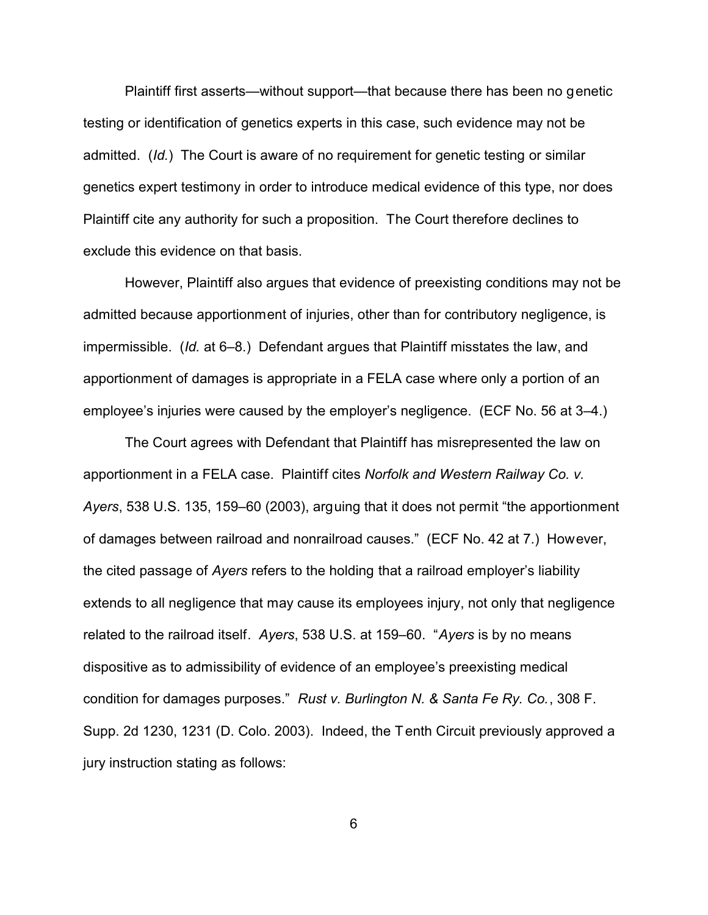Plaintiff first asserts—without support—that because there has been no genetic testing or identification of genetics experts in this case, such evidence may not be admitted. (*Id.*) The Court is aware of no requirement for genetic testing or similar genetics expert testimony in order to introduce medical evidence of this type, nor does Plaintiff cite any authority for such a proposition. The Court therefore declines to exclude this evidence on that basis.

However, Plaintiff also argues that evidence of preexisting conditions may not be admitted because apportionment of injuries, other than for contributory negligence, is impermissible. (*Id.* at 6–8.) Defendant argues that Plaintiff misstates the law, and apportionment of damages is appropriate in a FELA case where only a portion of an employee's injuries were caused by the employer's negligence. (ECF No. 56 at 3–4.)

The Court agrees with Defendant that Plaintiff has misrepresented the law on apportionment in a FELA case. Plaintiff cites *Norfolk and Western Railway Co. v. Ayers*, 538 U.S. 135, 159–60 (2003), arguing that it does not permit "the apportionment of damages between railroad and nonrailroad causes." (ECF No. 42 at 7.) However, the cited passage of *Ayers* refers to the holding that a railroad employer's liability extends to all negligence that may cause its employees injury, not only that negligence related to the railroad itself. *Ayers*, 538 U.S. at 159–60. "*Ayers* is by no means dispositive as to admissibility of evidence of an employee's preexisting medical condition for damages purposes." *Rust v. Burlington N. & Santa Fe Ry. Co.*, 308 F. Supp. 2d 1230, 1231 (D. Colo. 2003). Indeed, the Tenth Circuit previously approved a jury instruction stating as follows: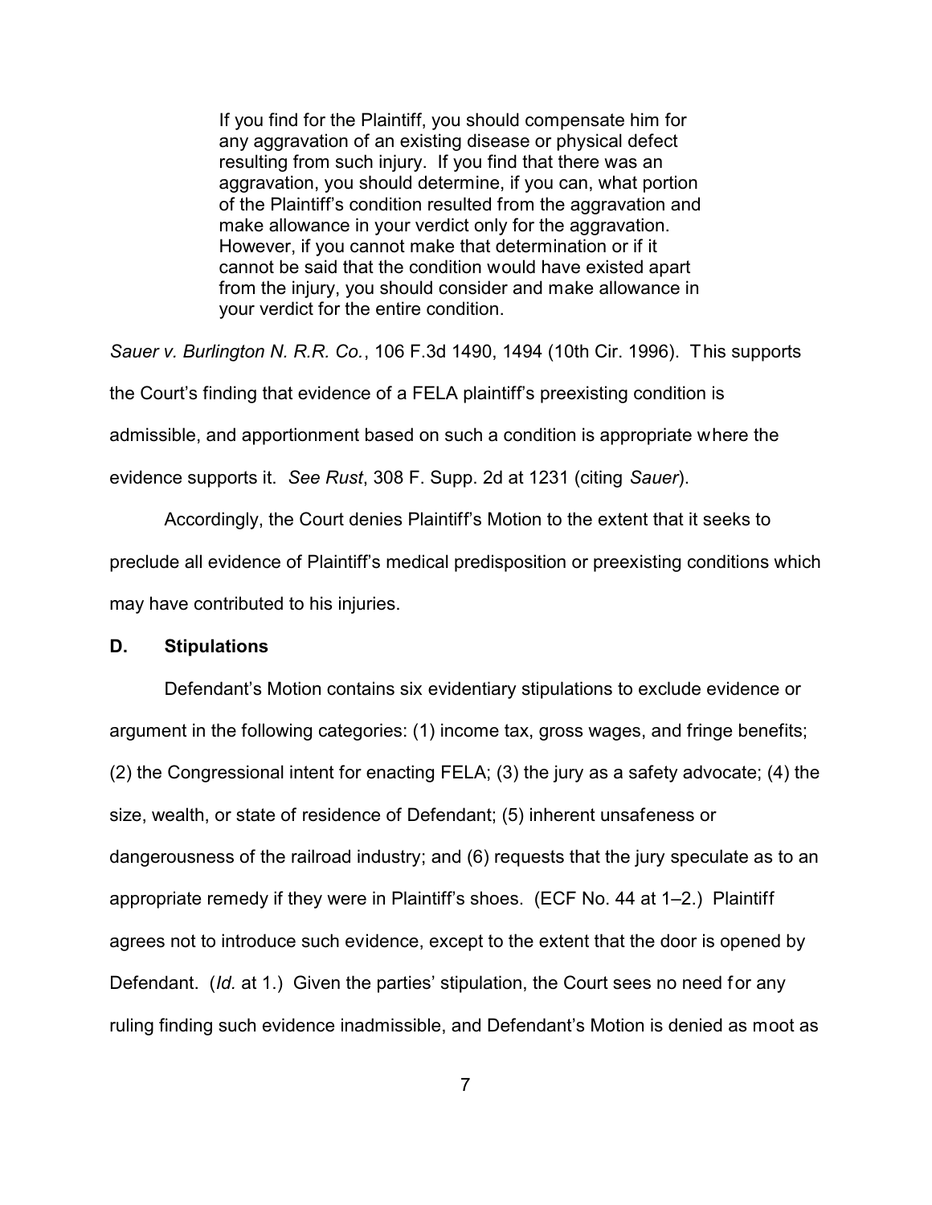> If you find for the Plaintiff, you should compensate him for any aggravation of an existing disease or physical defect resulting from such injury. If you find that there was an aggravation, you should determine, if you can, what portion of the Plaintiff's condition resulted from the aggravation and make allowance in your verdict only for the aggravation. However, if you cannot make that determination or if it cannot be said that the condition would have existed apart from the injury, you should consider and make allowance in your verdict for the entire condition.

*Sauer v. Burlington N. R.R. Co.*, 106 F.3d 1490, 1494 (10th Cir. 1996). This supports the Court's finding that evidence of a FELA plaintiff's preexisting condition is admissible, and apportionment based on such a condition is appropriate where the evidence supports it. *See Rust*, 308 F. Supp. 2d at 1231 (citing *Sauer*).

Accordingly, the Court denies Plaintiff's Motion to the extent that it seeks to preclude all evidence of Plaintiff's medical predisposition or preexisting conditions which may have contributed to his injuries.

### D. Stipulations

Defendant's Motion contains six evidentiary stipulations to exclude evidence or argument in the following categories: (1) income tax, gross wages, and fringe benefits; (2) the Congressional intent for enacting FELA; (3) the jury as a safety advocate; (4) the size, wealth, or state of residence of Defendant; (5) inherent unsafeness or dangerousness of the railroad industry; and (6) requests that the jury speculate as to an appropriate remedy if they were in Plaintiff's shoes. (ECF No. 44 at 1–2.) Plaintiff agrees not to introduce such evidence, except to the extent that the door is opened by Defendant. (*Id.* at 1.) Given the parties' stipulation, the Court sees no need for any ruling finding such evidence inadmissible, and Defendant's Motion is denied as moot as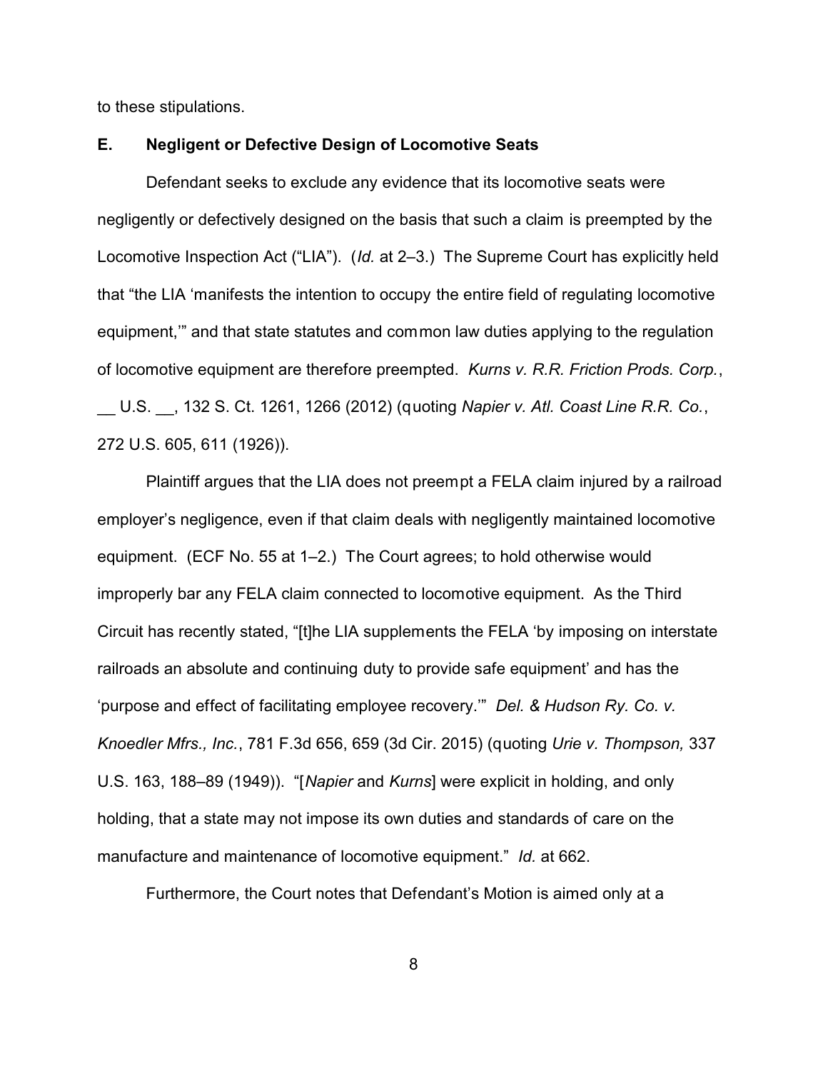to these stipulations.

### E. Negligent or Defective Design of Locomotive Seats

Defendant seeks to exclude any evidence that its locomotive seats were negligently or defectively designed on the basis that such a claim is preempted by the Locomotive Inspection Act ("LIA"). (*Id.* at 2–3.) The Supreme Court has explicitly held that "the LIA 'manifests the intention to occupy the entire field of regulating locomotive equipment,'" and that state statutes and common law duties applying to the regulation of locomotive equipment are therefore preempted. *Kurns v. R.R. Friction Prods. Corp.*, __ U.S. __, 132 S. Ct. 1261, 1266 (2012) (quoting *Napier v. Atl. Coast Line R.R. Co.*, 272 U.S. 605, 611 (1926)).

Plaintiff argues that the LIA does not preempt a FELA claim injured by a railroad employer's negligence, even if that claim deals with negligently maintained locomotive equipment. (ECF No. 55 at 1–2.) The Court agrees; to hold otherwise would improperly bar any FELA claim connected to locomotive equipment. As the Third Circuit has recently stated, "[t]he LIA supplements the FELA 'by imposing on interstate railroads an absolute and continuing duty to provide safe equipment' and has the 'purpose and effect of facilitating employee recovery.'" *Del. & Hudson Ry. Co. v. Knoedler Mfrs., Inc.*, 781 F.3d 656, 659 (3d Cir. 2015) (quoting *Urie v. Thompson,* 337 U.S. 163, 188–89 (1949)). "[*Napier* and *Kurns*] were explicit in holding, and only holding, that a state may not impose its own duties and standards of care on the manufacture and maintenance of locomotive equipment." *Id.* at 662.

Furthermore, the Court notes that Defendant's Motion is aimed only at a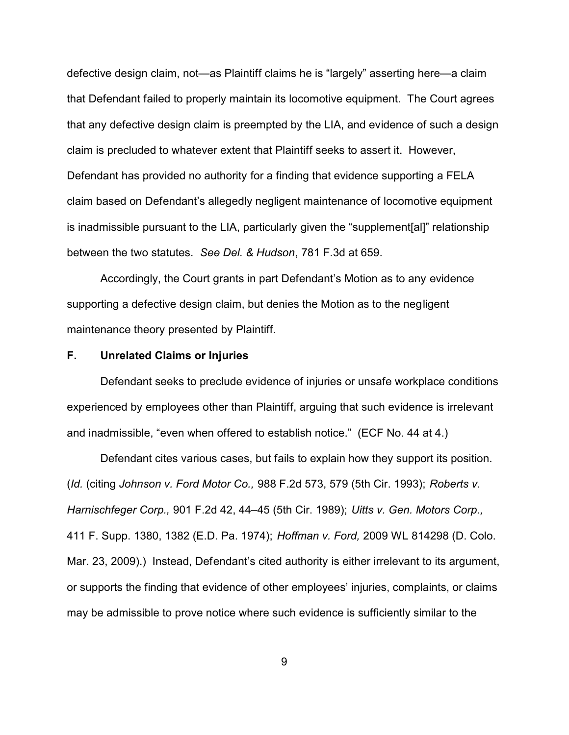defective design claim, not—as Plaintiff claims he is "largely" asserting here—a claim that Defendant failed to properly maintain its locomotive equipment. The Court agrees that any defective design claim is preempted by the LIA, and evidence of such a design claim is precluded to whatever extent that Plaintiff seeks to assert it. However, Defendant has provided no authority for a finding that evidence supporting a FELA claim based on Defendant's allegedly negligent maintenance of locomotive equipment is inadmissible pursuant to the LIA, particularly given the "supplement[al]" relationship between the two statutes. *See Del. & Hudson*, 781 F.3d at 659.

Accordingly, the Court grants in part Defendant's Motion as to any evidence supporting a defective design claim, but denies the Motion as to the negligent maintenance theory presented by Plaintiff.

### F. Unrelated Claims or Injuries

Defendant seeks to preclude evidence of injuries or unsafe workplace conditions experienced by employees other than Plaintiff, arguing that such evidence is irrelevant and inadmissible, "even when offered to establish notice." (ECF No. 44 at 4.)

Defendant cites various cases, but fails to explain how they support its position. (*Id.* (citing *Johnson v. Ford Motor Co.,* 988 F.2d 573, 579 (5th Cir. 1993); *Roberts v. Harnischfeger Corp.,* 901 F.2d 42, 44–45 (5th Cir. 1989); *Uitts v. Gen. Motors Corp.,* 411 F. Supp. 1380, 1382 (E.D. Pa. 1974); *Hoffman v. Ford,* 2009 WL 814298 (D. Colo. Mar. 23, 2009).) Instead, Defendant's cited authority is either irrelevant to its argument, or supports the finding that evidence of other employees' injuries, complaints, or claims may be admissible to prove notice where such evidence is sufficiently similar to the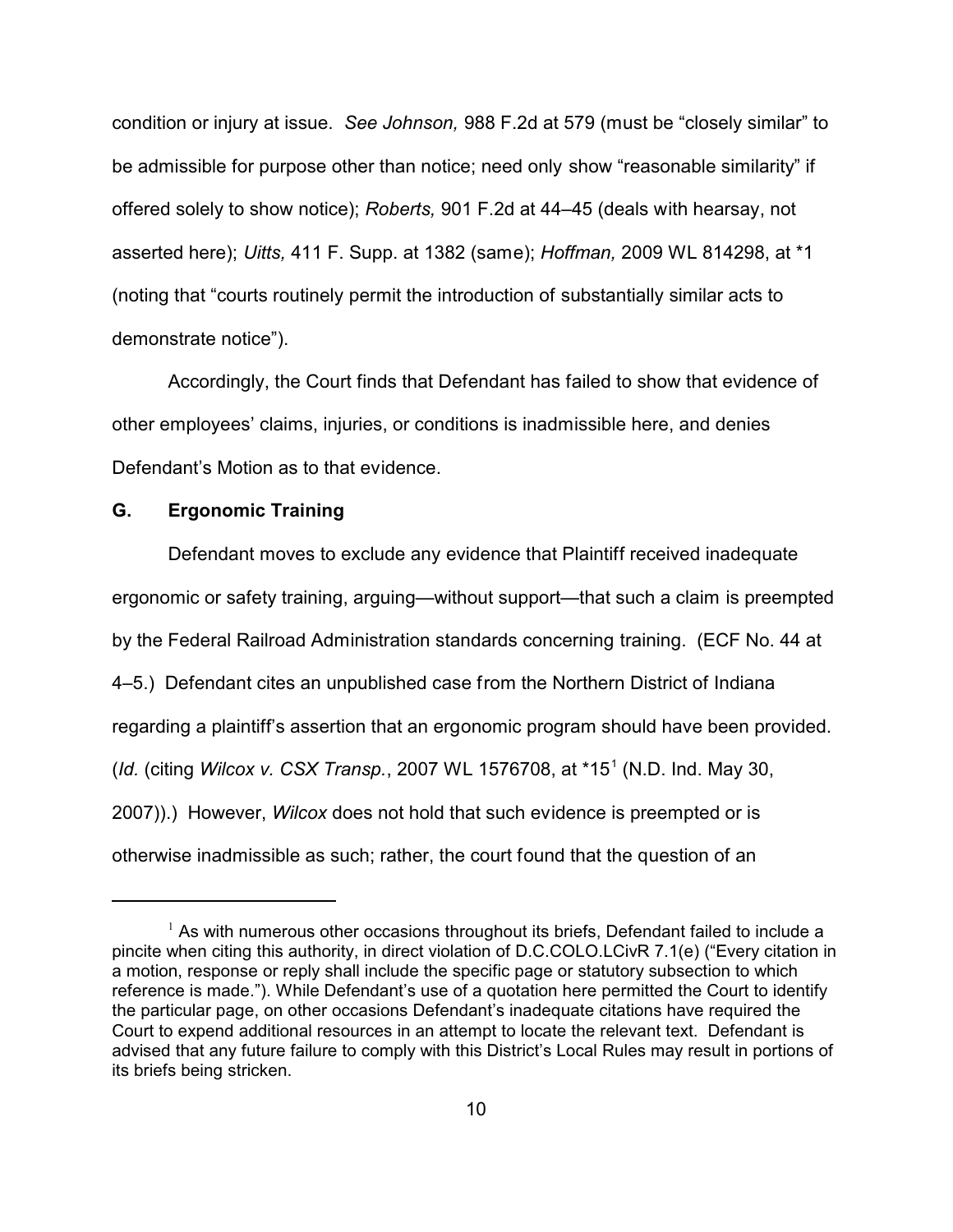condition or injury at issue. *See Johnson,* 988 F.2d at 579 (must be "closely similar" to be admissible for purpose other than notice; need only show "reasonable similarity" if offered solely to show notice); *Roberts,* 901 F.2d at 44–45 (deals with hearsay, not asserted here); *Uitts,* 411 F. Supp. at 1382 (same); *Hoffman,* 2009 WL 814298, at *1 (noting that "courts routinely permit the introduction of substantially similar acts to demonstrate notice").

Accordingly, the Court finds that Defendant has failed to show that evidence of other employees' claims, injuries, or conditions is inadmissible here, and denies Defendant's Motion as to that evidence.

### G. Ergonomic Training

Defendant moves to exclude any evidence that Plaintiff received inadequate ergonomic or safety training, arguing—without support—that such a claim is preempted by the Federal Railroad Administration standards concerning training. (ECF No. 44 at 4–5.) Defendant cites an unpublished case from the Northern District of Indiana regarding a plaintiff's assertion that an ergonomic program should have been provided. (*Id.* (citing *Wilcox v. CSX Transp.*, 2007 WL 1576708, at *15[1] (N.D. Ind. May 30, 2007)).) However, *Wilcox* does not hold that such evidence is preempted or is otherwise inadmissible as such; rather, the court found that the question of an

---

[1] As with numerous other occasions throughout its briefs, Defendant failed to include a pincite when citing this authority, in direct violation of D.C.COLO.LCivR 7.1(e) ("Every citation in a motion, response or reply shall include the specific page or statutory subsection to which reference is made."). While Defendant's use of a quotation here permitted the Court to identify the particular page, on other occasions Defendant's inadequate citations have required the Court to expend additional resources in an attempt to locate the relevant text. Defendant is advised that any future failure to comply with this District's Local Rules may result in portions of its briefs being stricken.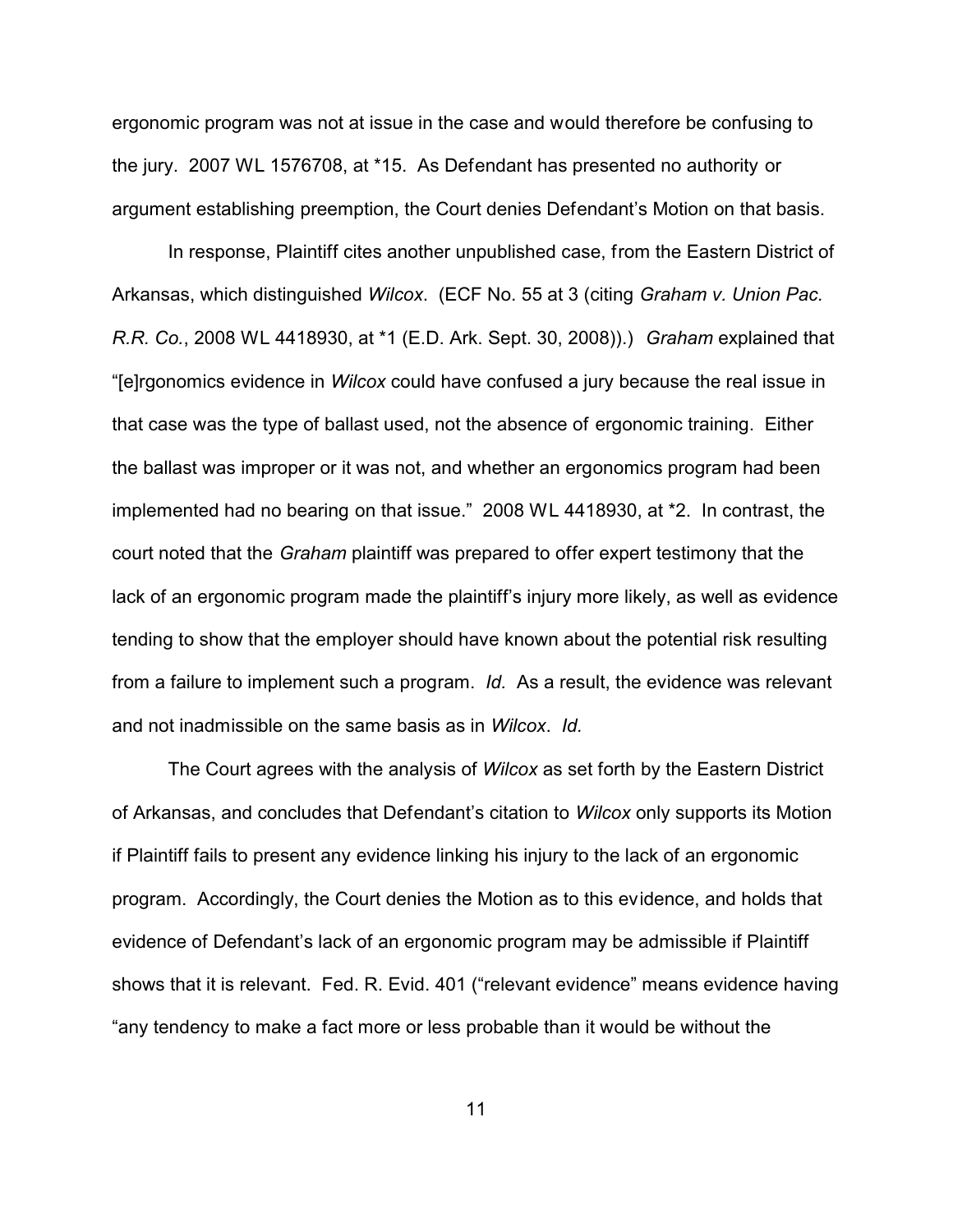ergonomic program was not at issue in the case and would therefore be confusing to the jury. 2007 WL 1576708, at *15. As Defendant has presented no authority or argument establishing preemption, the Court denies Defendant's Motion on that basis.

In response, Plaintiff cites another unpublished case, from the Eastern District of Arkansas, which distinguished *Wilcox*. (ECF No. 55 at 3 (citing *Graham v. Union Pac. R.R. Co.*, 2008 WL 4418930, at *1 (E.D. Ark. Sept. 30, 2008)).) *Graham* explained that "[e]rgonomics evidence in *Wilcox* could have confused a jury because the real issue in that case was the type of ballast used, not the absence of ergonomic training. Either the ballast was improper or it was not, and whether an ergonomics program had been implemented had no bearing on that issue." 2008 WL 4418930, at *2. In contrast, the court noted that the *Graham* plaintiff was prepared to offer expert testimony that the lack of an ergonomic program made the plaintiff's injury more likely, as well as evidence tending to show that the employer should have known about the potential risk resulting from a failure to implement such a program. *Id.* As a result, the evidence was relevant and not inadmissible on the same basis as in *Wilcox*. *Id.*

The Court agrees with the analysis of *Wilcox* as set forth by the Eastern District of Arkansas, and concludes that Defendant's citation to *Wilcox* only supports its Motion if Plaintiff fails to present any evidence linking his injury to the lack of an ergonomic program. Accordingly, the Court denies the Motion as to this evidence, and holds that evidence of Defendant's lack of an ergonomic program may be admissible if Plaintiff shows that it is relevant. Fed. R. Evid. 401 ("relevant evidence" means evidence having "any tendency to make a fact more or less probable than it would be without the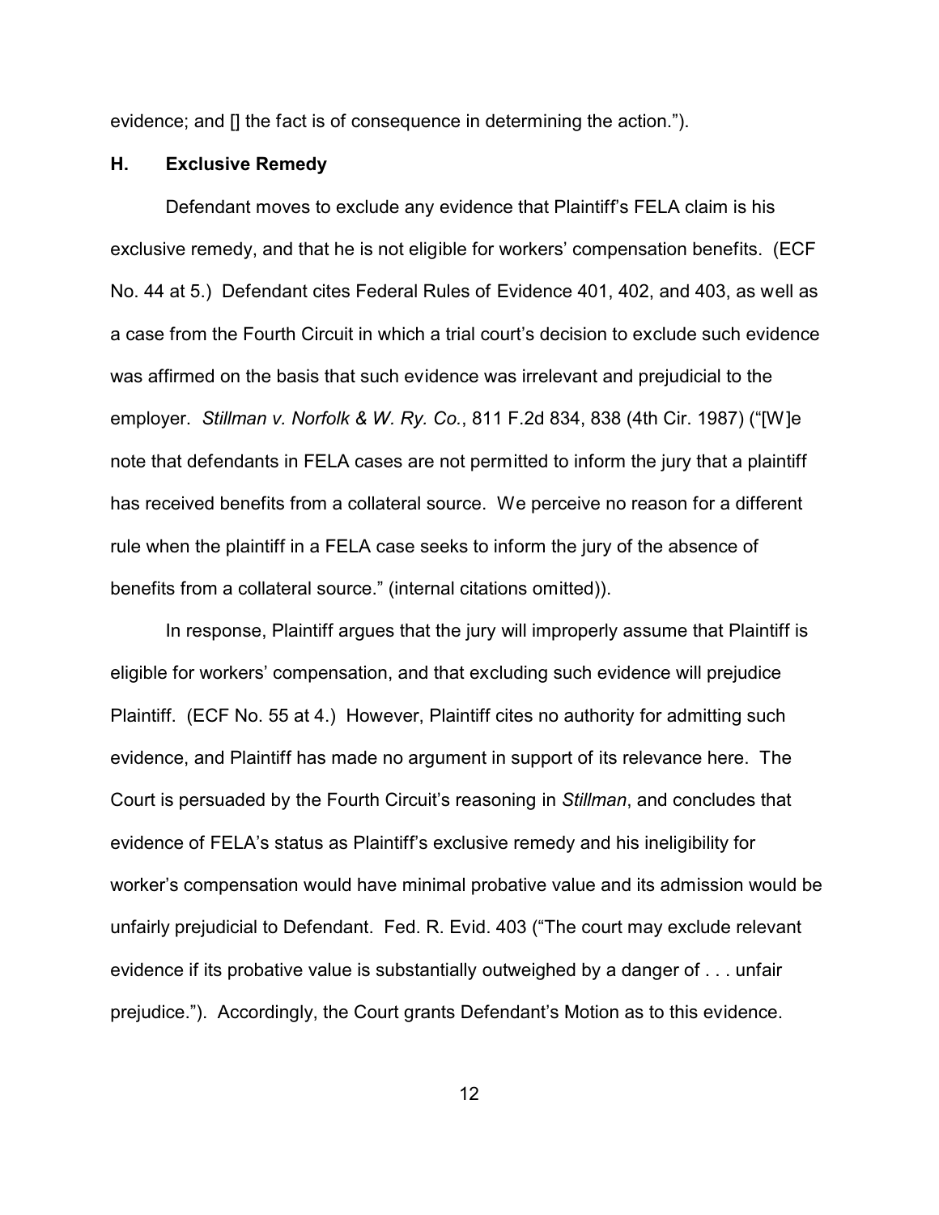evidence; and [] the fact is of consequence in determining the action.").

### H. Exclusive Remedy

Defendant moves to exclude any evidence that Plaintiff's FELA claim is his exclusive remedy, and that he is not eligible for workers' compensation benefits. (ECF No. 44 at 5.) Defendant cites Federal Rules of Evidence 401, 402, and 403, as well as a case from the Fourth Circuit in which a trial court's decision to exclude such evidence was affirmed on the basis that such evidence was irrelevant and prejudicial to the employer. *Stillman v. Norfolk & W. Ry. Co.*, 811 F.2d 834, 838 (4th Cir. 1987) ("[W]e note that defendants in FELA cases are not permitted to inform the jury that a plaintiff has received benefits from a collateral source. We perceive no reason for a different rule when the plaintiff in a FELA case seeks to inform the jury of the absence of benefits from a collateral source." (internal citations omitted)).

In response, Plaintiff argues that the jury will improperly assume that Plaintiff is eligible for workers' compensation, and that excluding such evidence will prejudice Plaintiff. (ECF No. 55 at 4.) However, Plaintiff cites no authority for admitting such evidence, and Plaintiff has made no argument in support of its relevance here. The Court is persuaded by the Fourth Circuit's reasoning in *Stillman*, and concludes that evidence of FELA's status as Plaintiff's exclusive remedy and his ineligibility for worker's compensation would have minimal probative value and its admission would be unfairly prejudicial to Defendant. Fed. R. Evid. 403 ("The court may exclude relevant evidence if its probative value is substantially outweighed by a danger of . . . unfair prejudice."). Accordingly, the Court grants Defendant's Motion as to this evidence.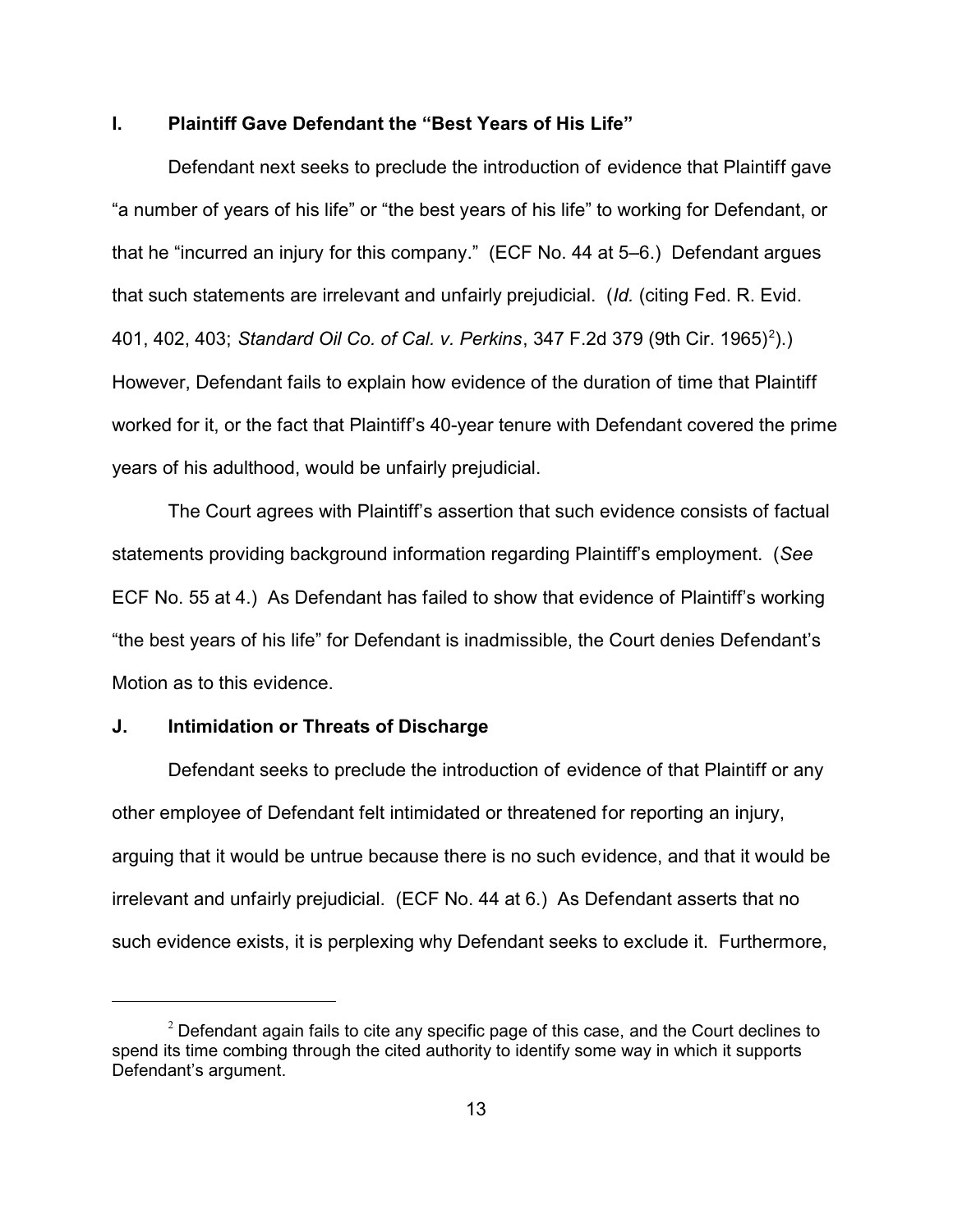### I. Plaintiff Gave Defendant the "Best Years of His Life"

Defendant next seeks to preclude the introduction of evidence that Plaintiff gave "a number of years of his life" or "the best years of his life" to working for Defendant, or that he "incurred an injury for this company." (ECF No. 44 at 5–6.) Defendant argues that such statements are irrelevant and unfairly prejudicial. (*Id.* (citing Fed. R. Evid. 401, 402, 403; *Standard Oil Co. of Cal. v. Perkins*, 347 F.2d 379 (9th Cir. 1965)[2]).) However, Defendant fails to explain how evidence of the duration of time that Plaintiff worked for it, or the fact that Plaintiff's 40-year tenure with Defendant covered the prime years of his adulthood, would be unfairly prejudicial.

The Court agrees with Plaintiff's assertion that such evidence consists of factual statements providing background information regarding Plaintiff's employment. (*See* ECF No. 55 at 4.) As Defendant has failed to show that evidence of Plaintiff's working "the best years of his life" for Defendant is inadmissible, the Court denies Defendant's Motion as to this evidence.

### J. Intimidation or Threats of Discharge

Defendant seeks to preclude the introduction of evidence of that Plaintiff or any other employee of Defendant felt intimidated or threatened for reporting an injury, arguing that it would be untrue because there is no such evidence, and that it would be irrelevant and unfairly prejudicial. (ECF No. 44 at 6.) As Defendant asserts that no such evidence exists, it is perplexing why Defendant seeks to exclude it. Furthermore,

---

[2] Defendant again fails to cite any specific page of this case, and the Court declines to spend its time combing through the cited authority to identify some way in which it supports Defendant's argument.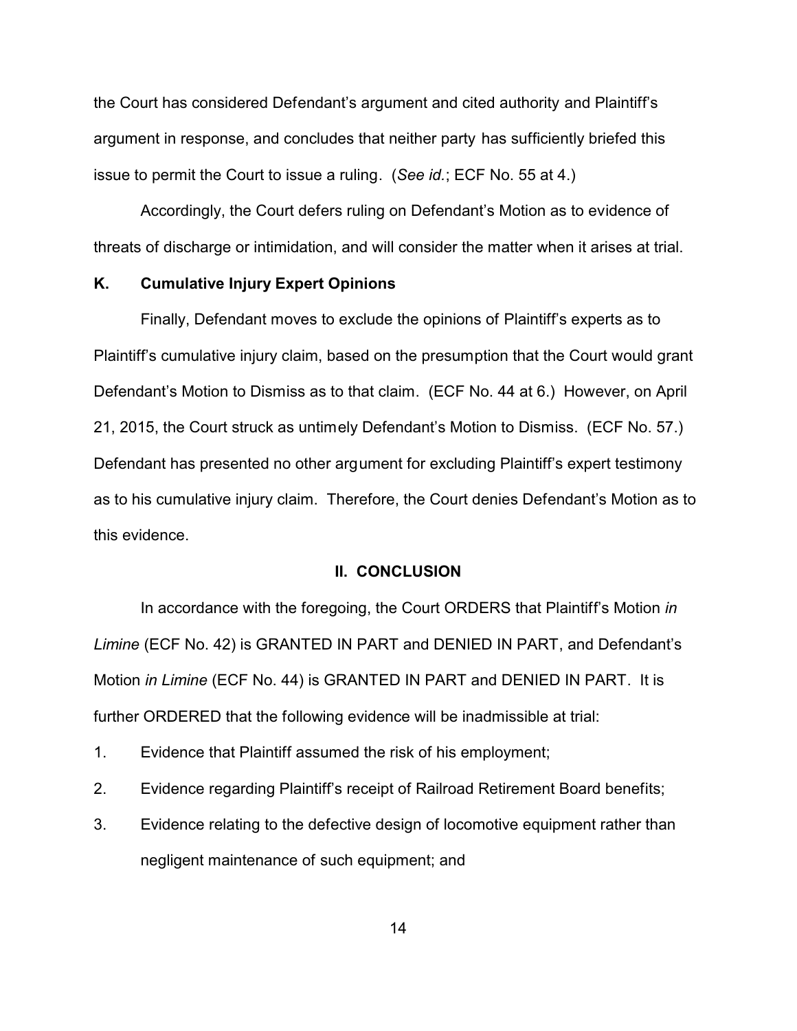the Court has considered Defendant's argument and cited authority and Plaintiff's argument in response, and concludes that neither party has sufficiently briefed this issue to permit the Court to issue a ruling. (*See id.*; ECF No. 55 at 4.)

Accordingly, the Court defers ruling on Defendant's Motion as to evidence of threats of discharge or intimidation, and will consider the matter when it arises at trial.

### K. Cumulative Injury Expert Opinions

Finally, Defendant moves to exclude the opinions of Plaintiff's experts as to Plaintiff's cumulative injury claim, based on the presumption that the Court would grant Defendant's Motion to Dismiss as to that claim. (ECF No. 44 at 6.) However, on April 21, 2015, the Court struck as untimely Defendant's Motion to Dismiss. (ECF No. 57.) Defendant has presented no other argument for excluding Plaintiff's expert testimony as to his cumulative injury claim. Therefore, the Court denies Defendant's Motion as to this evidence.

## II. CONCLUSION

In accordance with the foregoing, the Court ORDERS that Plaintiff's Motion *in Limine* (ECF No. 42) is GRANTED IN PART and DENIED IN PART, and Defendant's Motion *in Limine* (ECF No. 44) is GRANTED IN PART and DENIED IN PART. It is further ORDERED that the following evidence will be inadmissible at trial:

1. Evidence that Plaintiff assumed the risk of his employment;
2. Evidence regarding Plaintiff's receipt of Railroad Retirement Board benefits;
3. Evidence relating to the defective design of locomotive equipment rather than negligent maintenance of such equipment; and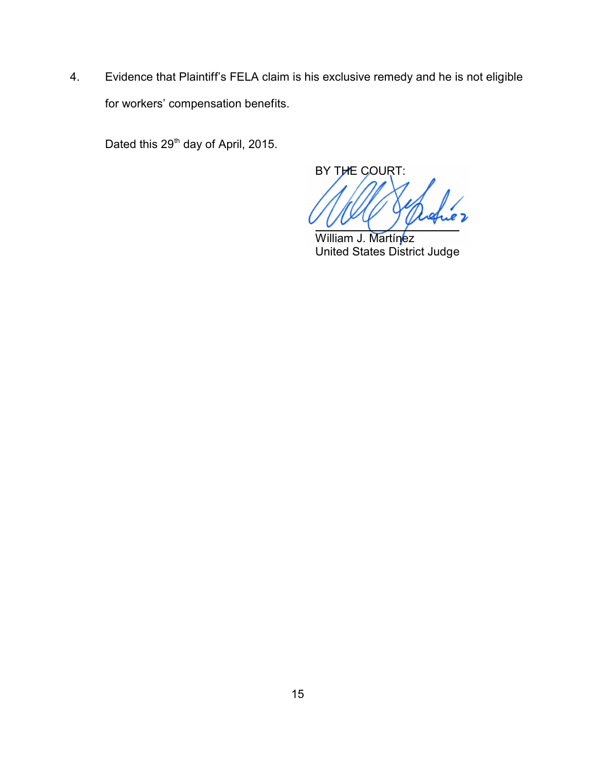4. Evidence that Plaintiff's FELA claim is his exclusive remedy and he is not eligible for workers' compensation benefits.

Dated this 29th day of April, 2015.

BY THE COURT:

William J. Martínez
United States District Judge